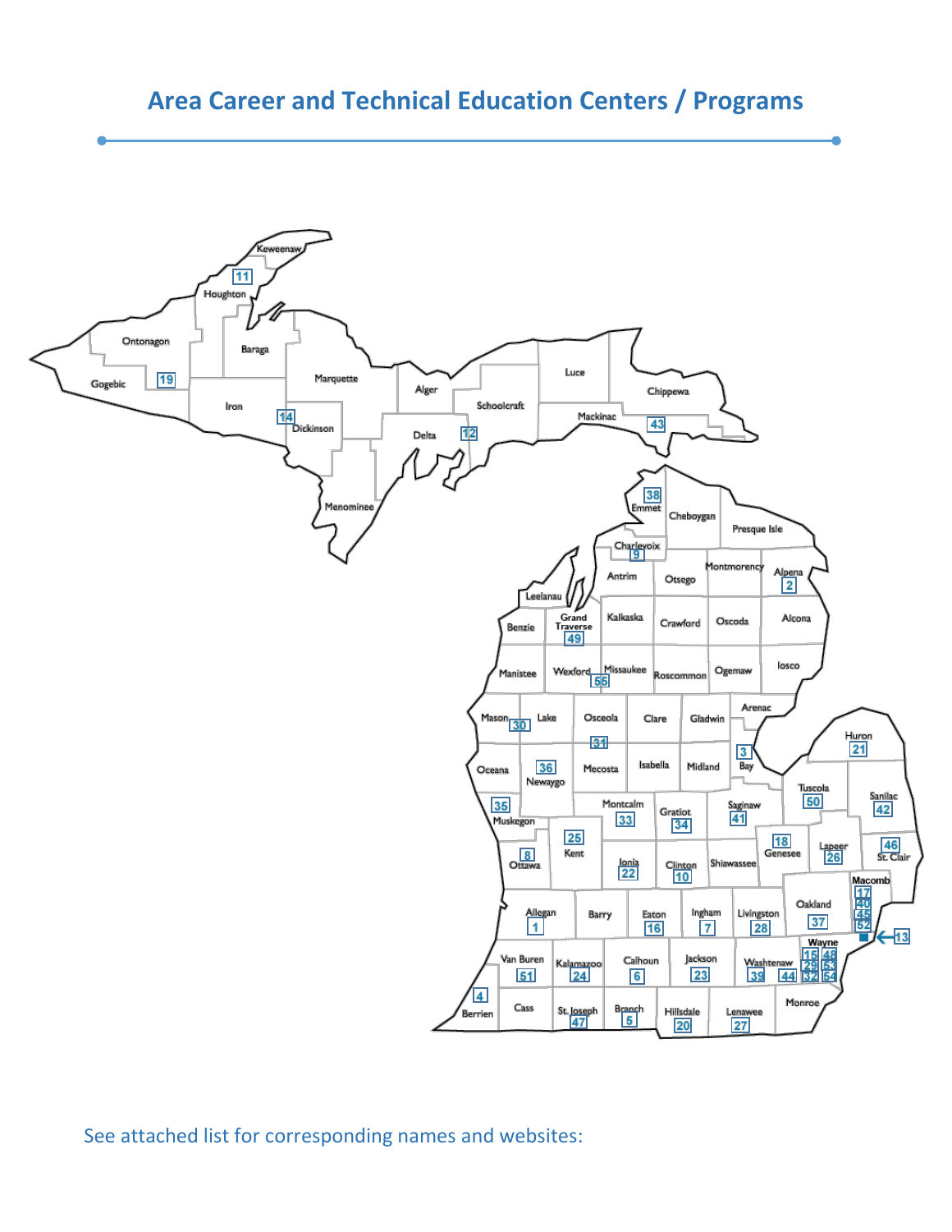# Area Career and Technical Education Centers / Programs

See attached list for corresponding names and websites: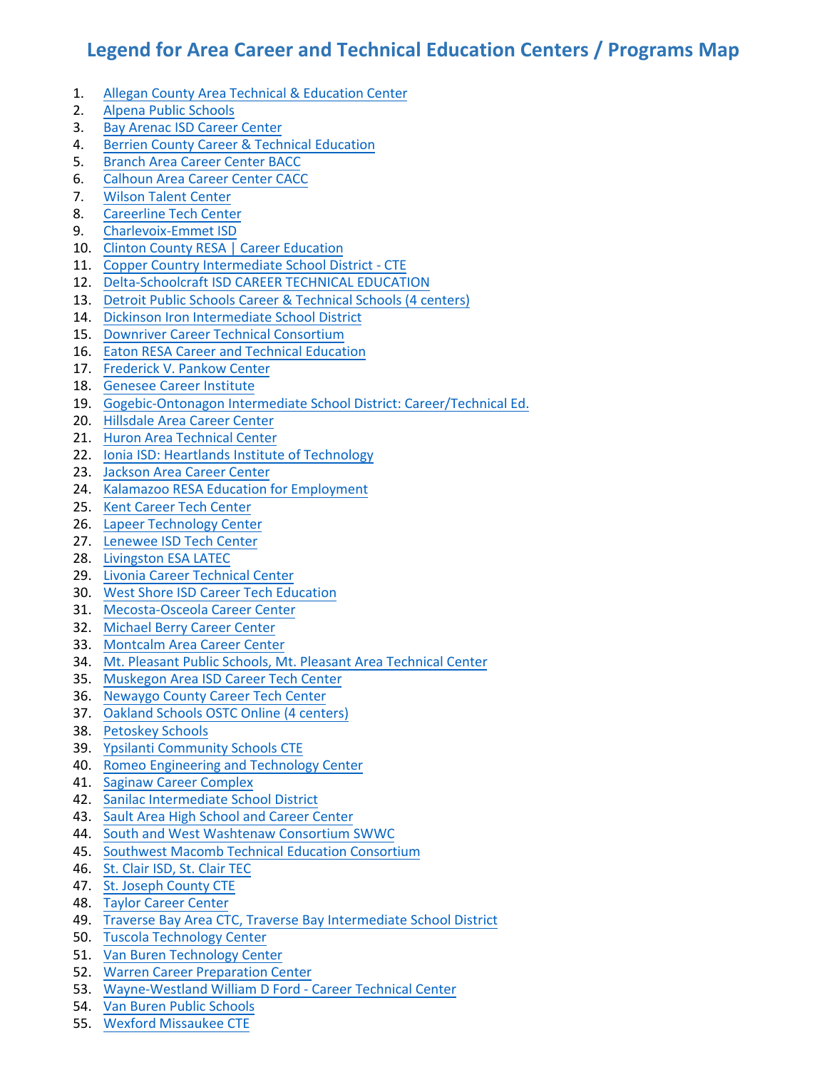# Legend for Area Career and Technical Education Centers / Programs Map

1. Allegan County Area Technical & Education Center
2. Alpena Public Schools
3. Bay Arenac ISD Career Center
4. Berrien County Career & Technical Education
5. Branch Area Career Center BACC
6. Calhoun Area Career Center CACC
7. Wilson Talent Center
8. Careerline Tech Center
9. Charlevoix-Emmet ISD
10. Clinton County RESA | Career Education
11. Copper Country Intermediate School District - CTE
12. Delta-Schoolcraft ISD CAREER TECHNICAL EDUCATION
13. Detroit Public Schools Career & Technical Schools (4 centers)
14. Dickinson Iron Intermediate School District
15. Downriver Career Technical Consortium
16. Eaton RESA Career and Technical Education
17. Frederick V. Pankow Center
18. Genesee Career Institute
19. Gogebic-Ontonagon Intermediate School District: Career/Technical Ed.
20. Hillsdale Area Career Center
21. Huron Area Technical Center
22. Ionia ISD: Heartlands Institute of Technology
23. Jackson Area Career Center
24. Kalamazoo RESA Education for Employment
25. Kent Career Tech Center
26. Lapeer Technology Center
27. Lenewee ISD Tech Center
28. Livingston ESA LATEC
29. Livonia Career Technical Center
30. West Shore ISD Career Tech Education
31. Mecosta-Osceola Career Center
32. Michael Berry Career Center
33. Montcalm Area Career Center
34. Mt. Pleasant Public Schools, Mt. Pleasant Area Technical Center
35. Muskegon Area ISD Career Tech Center
36. Newaygo County Career Tech Center
37. Oakland Schools OSTC Online (4 centers)
38. Petoskey Schools
39. Ypsilanti Community Schools CTE
40. Romeo Engineering and Technology Center
41. Saginaw Career Complex
42. Sanilac Intermediate School District
43. Sault Area High School and Career Center
44. South and West Washtenaw Consortium SWWC
45. Southwest Macomb Technical Education Consortium
46. St. Clair ISD, St. Clair TEC
47. St. Joseph County CTE
48. Taylor Career Center
49. Traverse Bay Area CTC, Traverse Bay Intermediate School District
50. Tuscola Technology Center
51. Van Buren Technology Center
52. Warren Career Preparation Center
53. Wayne-Westland William D Ford - Career Technical Center
54. Van Buren Public Schools
55. Wexford Missaukee CTE